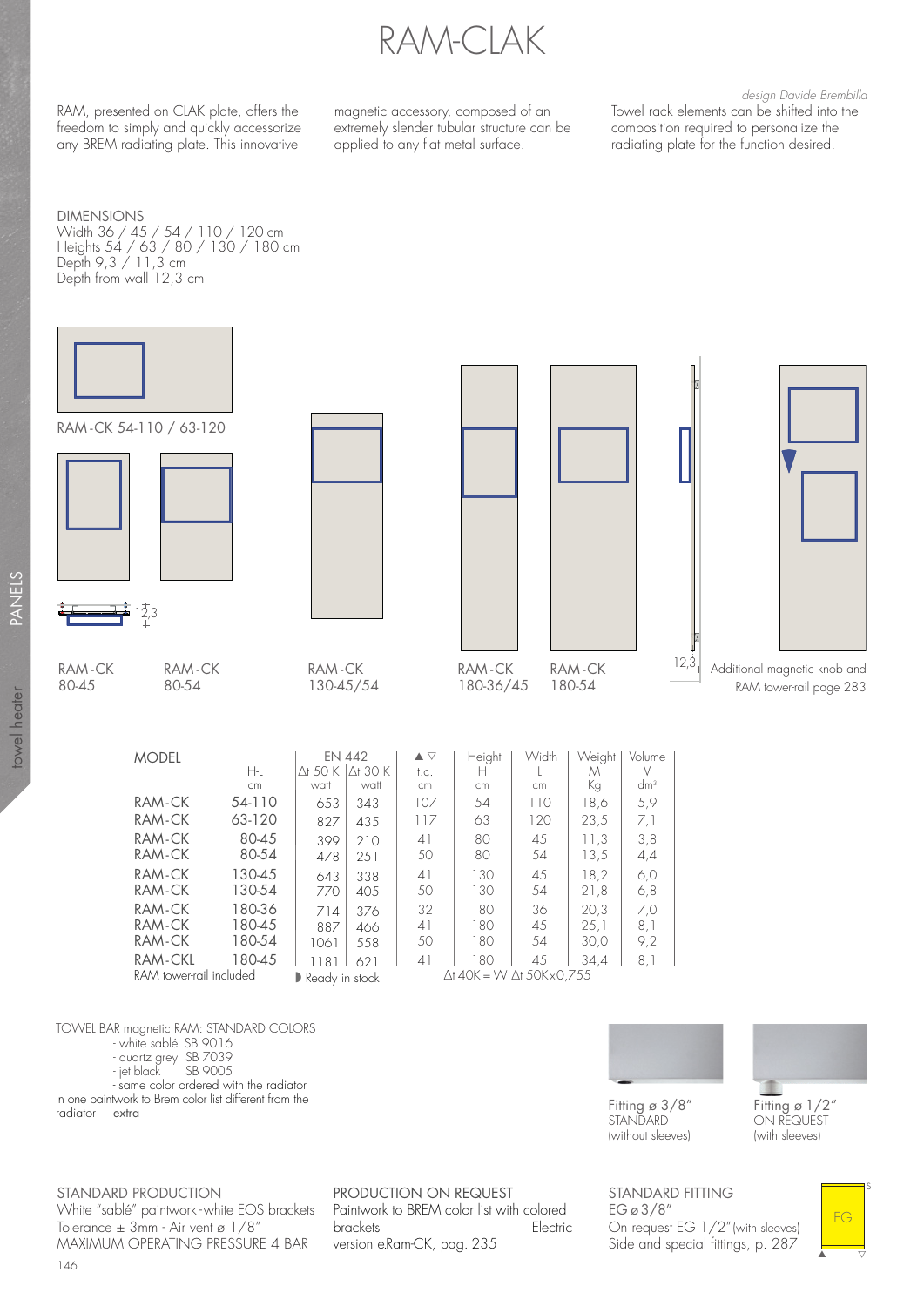# RAM-CLAK

*design Davide Brembilla*

RAM, presented on CLAK plate, offers the freedom to simply and quickly accessorize any BREM radiating plate. This innovative magnetic accessory, composed of an extremely slender tubular structure can be applied to any flat metal surface. Towel rack elements can be shifted into the composition required to personalize the radiating plate for the function desired.

DIMENSIONS
Width 36 / 45 / 54 / 110 / 120 cm
Heights 54 / 63 / 80 / 130 / 180 cm
Depth 9,3 / 11,3 cm
Depth from wall 12,3 cm

RAM-CK 54-110 / 63-120

12,3

RAM-CK 80-45 | RAM-CK 80-54 | RAM-CK 130-45/54 | RAM-CK 180-36/45 | RAM-CK 180-54

12,3

Additional magnetic knob and RAM tower-rail page 283

| MODEL | H-L | EN 442 Δt 50 K | EN 442 Δt 30 K | ▲▽ t.c. | Height H | Width L | Weight M | Volume V |
|---|---|---|---|---|---|---|---|---|
| | cm | watt | watt | cm | cm | cm | Kg | dm³ |
| RAM-CK | 54-110 | 653 | 343 | 107 | 54 | 110 | 18,6 | 5,9 |
| RAM-CK | 63-120 | 827 | 435 | 117 | 63 | 120 | 23,5 | 7,1 |
| RAM-CK | 80-45 | 399 | 210 | 41 | 80 | 45 | 11,3 | 3,8 |
| RAM-CK | 80-54 | 478 | 251 | 50 | 80 | 54 | 13,5 | 4,4 |
| RAM-CK | 130-45 | 643 | 338 | 41 | 130 | 45 | 18,2 | 6,0 |
| RAM-CK | 130-54 | 770 | 405 | 50 | 130 | 54 | 21,8 | 6,8 |
| RAM-CK | 180-36 | 714 | 376 | 32 | 180 | 36 | 20,3 | 7,0 |
| RAM-CK | 180-45 | 887 | 466 | 41 | 180 | 45 | 25,1 | 8,1 |
| RAM-CK | 180-54 | 1061 | 558 | 50 | 180 | 54 | 30,0 | 9,2 |
| RAM-CKL | 180-45 | 1181 | 621 | 41 | 180 | 45 | 34,4 | 8,1 |

RAM tower-rail included ◗ Ready in stock Δt 40K = W Δt 50K x 0,755

TOWEL BAR magnetic RAM: STANDARD COLORS
- white sablé SB 9016
- quartz grey SB 7039
- jet black SB 9005
- same color ordered with the radiator

In one paintwork to Brem color list different from the radiator extra

Fitting ø 3/8″
STANDARD
(without sleeves)

Fitting ø 1/2″
ON REQUEST
(with sleeves)

STANDARD PRODUCTION
White "sablé" paintwork - white EOS brackets
Tolerance ± 3mm - Air vent ø 1/8″
MAXIMUM OPERATING PRESSURE 4 BAR

PRODUCTION ON REQUEST
Paintwork to BREM color list with colored brackets
Electric version e.Ram-CK, pag. 235

STANDARD FITTING
EG ø 3/8″
On request EG 1/2″ (with sleeves)
Side and special fittings, p. 287

EG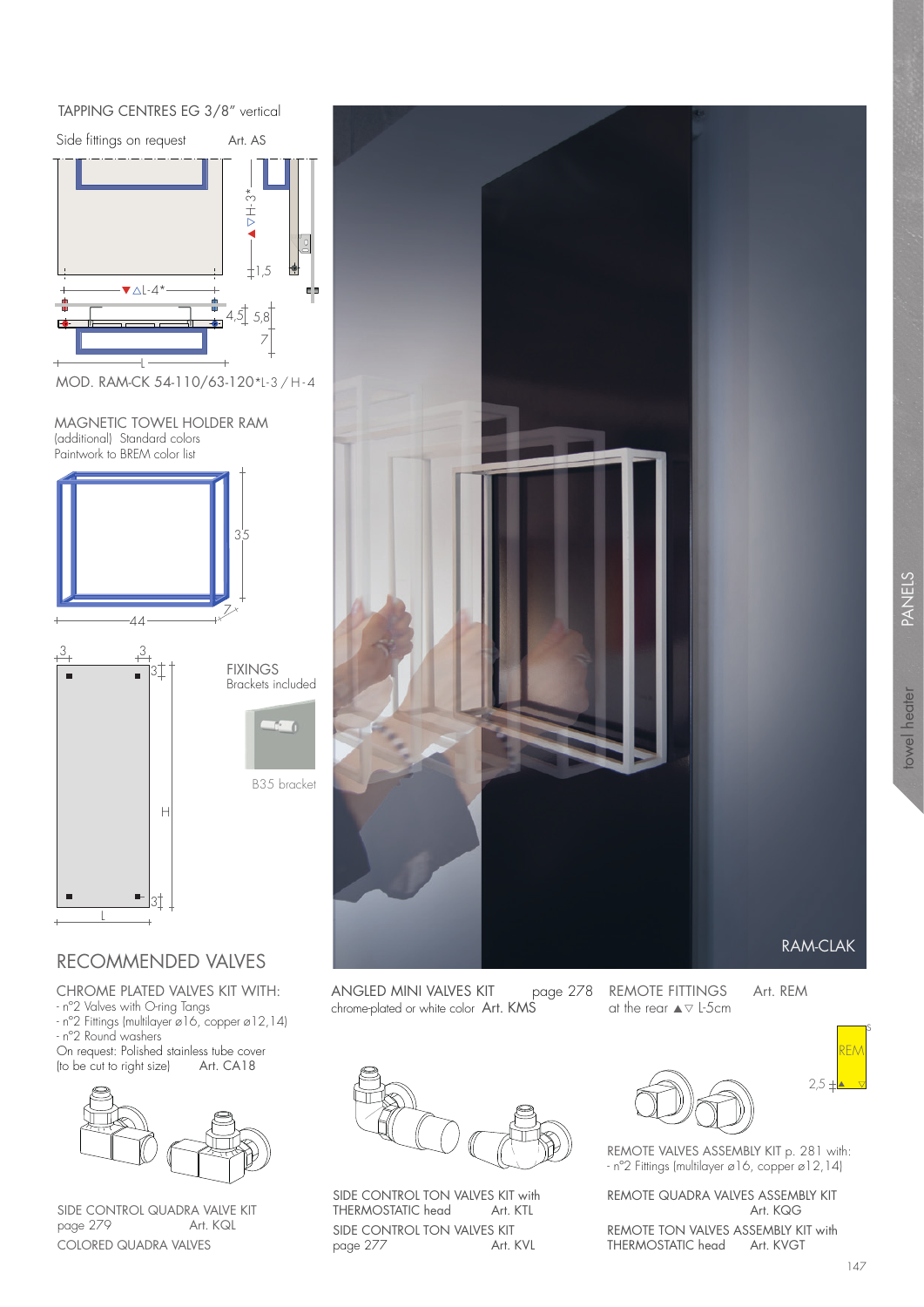TAPPING CENTRES EG 3/8" vertical

Side fittings on request Art. AS

MOD. RAM-CK 54-110/63-120*L-3 / H-4

MAGNETIC TOWEL HOLDER RAM
(additional) Standard colors
Paintwork to BREM color list

FIXINGS
Brackets included

B35 bracket

RAM-CLAK

## RECOMMENDED VALVES

CHROME PLATED VALVES KIT WITH:
- n°2 Valves with O-ring Tangs
- n°2 Fittings (multilayer ø16, copper ø12,14)
- n°2 Round washers

On request: Polished stainless tube cover
(to be cut to right size) Art. CA18

SIDE CONTROL QUADRA VALVE KIT
page 279 Art. KQL

COLORED QUADRA VALVES

ANGLED MINI VALVES KIT page 278
chrome-plated or white color Art. KMS

SIDE CONTROL TON VALVES KIT with
THERMOSTATIC head Art. KTL

SIDE CONTROL TON VALVES KIT
page 277 Art. KVL

REMOTE FITTINGS Art. REM
at the rear ▲▽ L-5cm

REMOTE VALVES ASSEMBLY KIT p. 281 with:
- n°2 Fittings (multilayer ø16, copper ø12,14)

REMOTE QUADRA VALVES ASSEMBLY KIT
Art. KQG

REMOTE TON VALVES ASSEMBLY KIT with
THERMOSTATIC head Art. KVGT